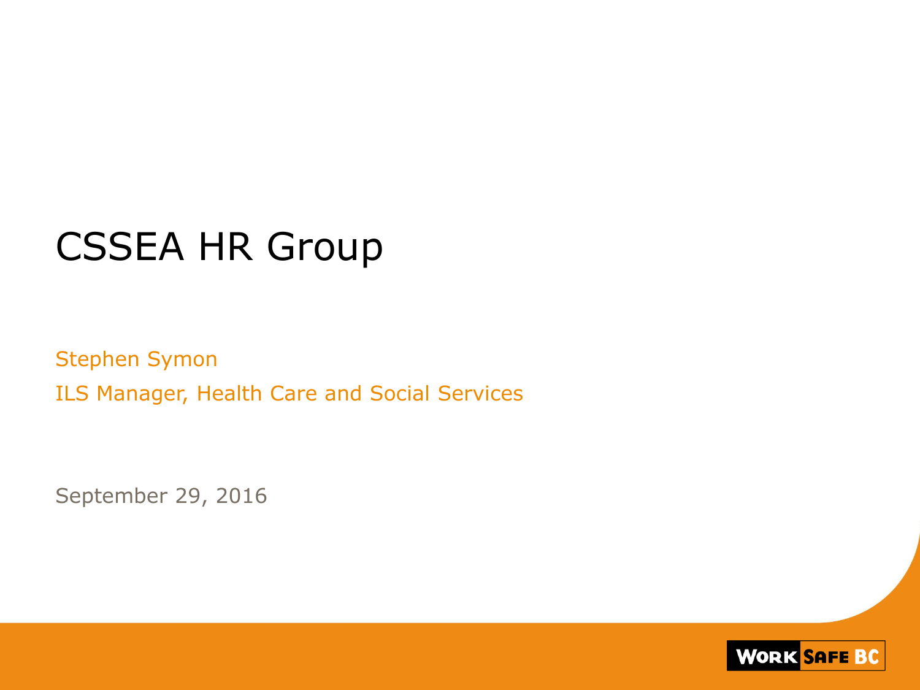# CSSEA HR Group

Stephen Symon

ILS Manager, Health Care and Social Services

September 29, 2016

WORK SAFE BC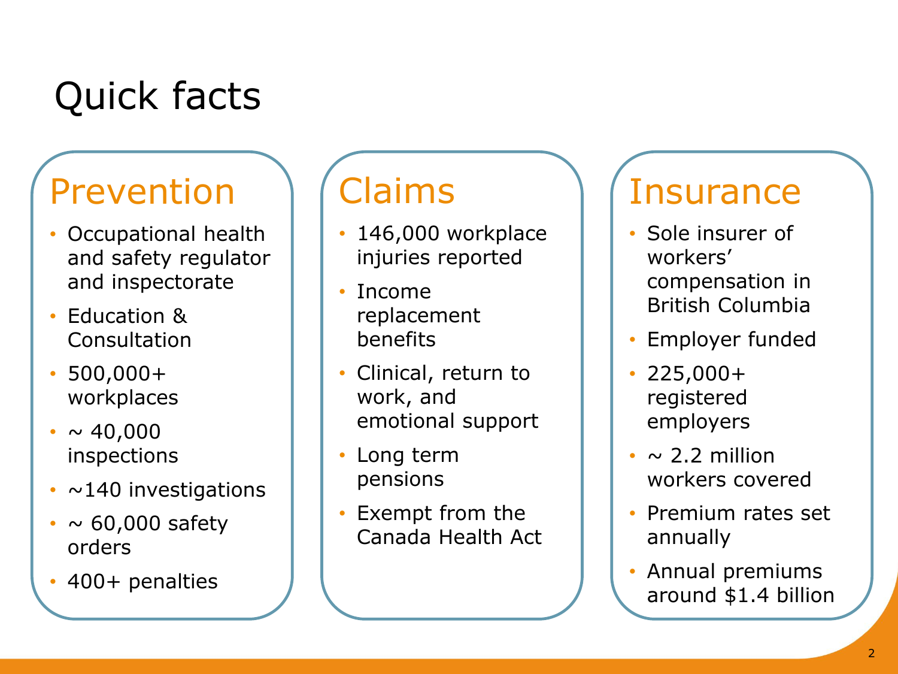# Quick facts

## Prevention

- Occupational health and safety regulator and inspectorate
- Education & Consultation
- 500,000+ workplaces
- ~ 40,000 inspections
- ~140 investigations
- ~ 60,000 safety orders
- 400+ penalties

## Claims

- 146,000 workplace injuries reported
- Income replacement benefits
- Clinical, return to work, and emotional support
- Long term pensions
- Exempt from the Canada Health Act

## Insurance

- Sole insurer of workers' compensation in British Columbia
- Employer funded
- 225,000+ registered employers
- ~ 2.2 million workers covered
- Premium rates set annually
- Annual premiums around $1.4 billion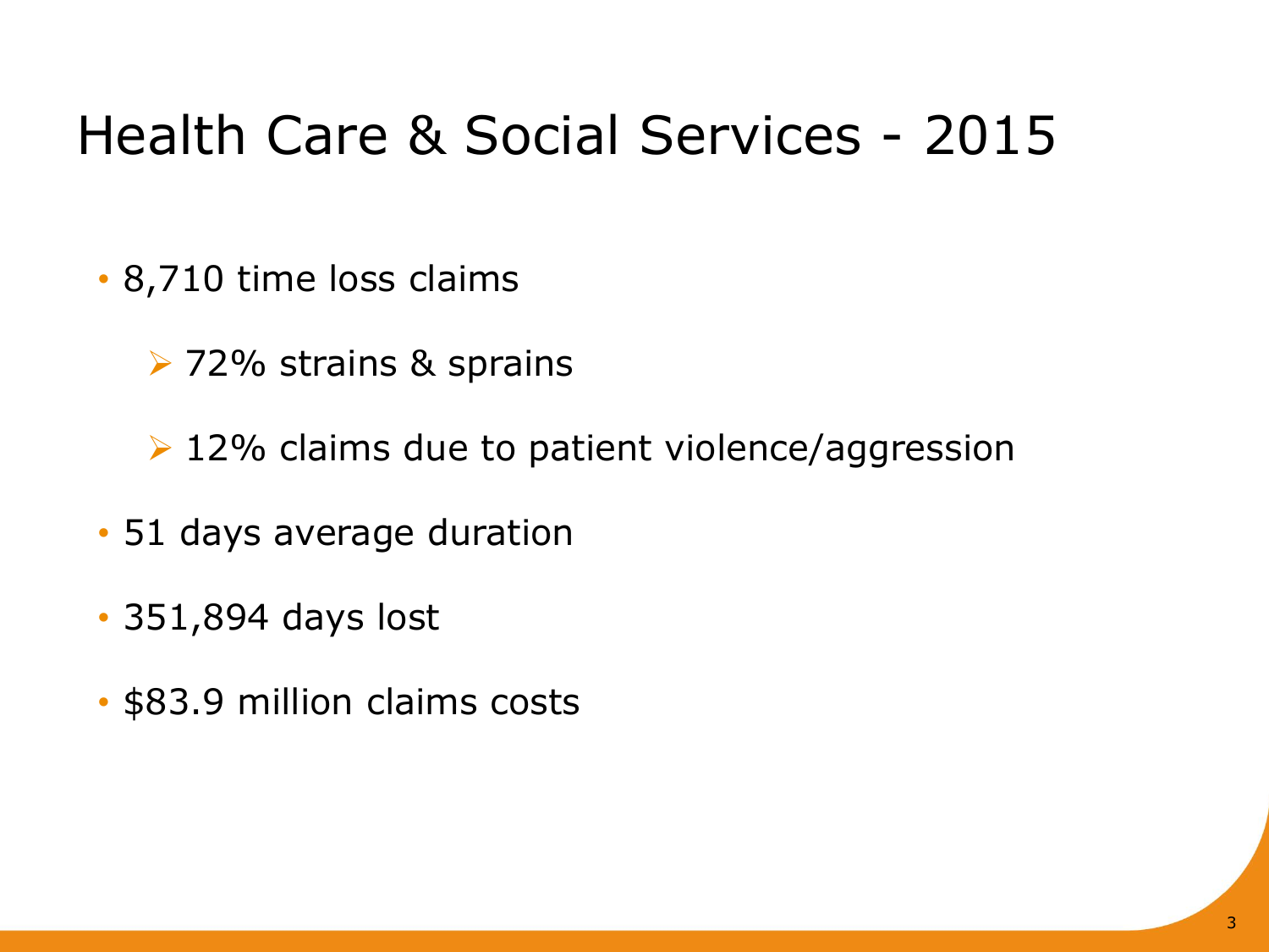# Health Care & Social Services - 2015

- 8,710 time loss claims
  - 72% strains & sprains
  - 12% claims due to patient violence/aggression
- 51 days average duration
- 351,894 days lost
- $83.9 million claims costs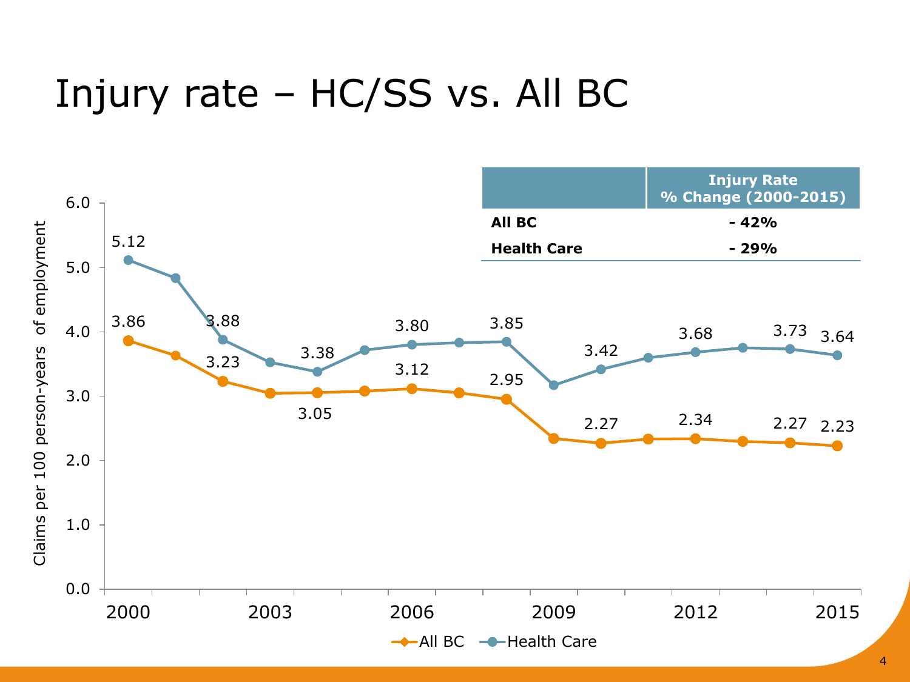# Injury rate – HC/SS vs. All BC

| | Injury Rate % Change (2000-2015) |
|---|---|
| **All BC** | **- 42%** |
| **Health Care** | **- 29%** |

Claims per 100 person-years of employment

| Year | All BC | Health Care |
|---|---|---|
| 2000 | 3.86 | 5.12 |
| 2002 | 3.23 | 3.88 |
| 2004 | 3.05 | 3.38 |
| 2006 | 3.12 | 3.80 |
| 2008 | 2.95 | 3.85 |
| 2010 | 2.27 | 3.42 |
| 2012 | 2.34 | 3.68 |
| 2014 | 2.27 | 3.73 |
| 2015 | 2.23 | 3.64 |

All BC — Health Care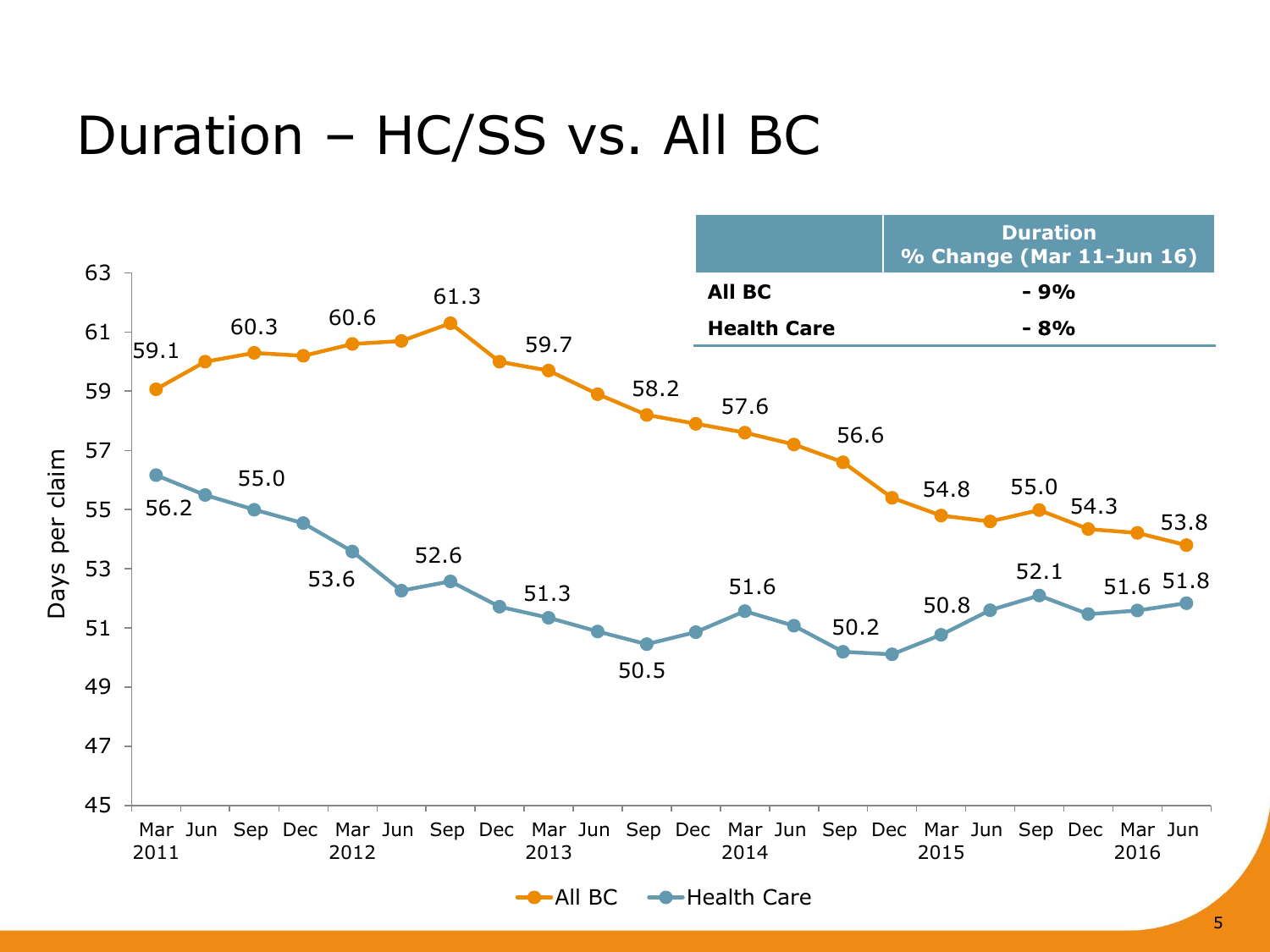# Duration – HC/SS vs. All BC

| | Duration % Change (Mar 11-Jun 16) |
| --- | --- |
| **All BC** | **- 9%** |
| **Health Care** | **- 8%** |

Days per claim

All BC: 59.1, 60.3, 60.6, 61.3, 59.7, 58.2, 57.6, 56.6, 54.8, 55.0, 54.3, 53.8

Health Care: 56.2, 55.0, 53.6, 52.6, 51.3, 50.5, 51.6, 50.2, 50.8, 52.1, 51.6, 51.8

Mar 2011 – Jun 2016

All BC — Health Care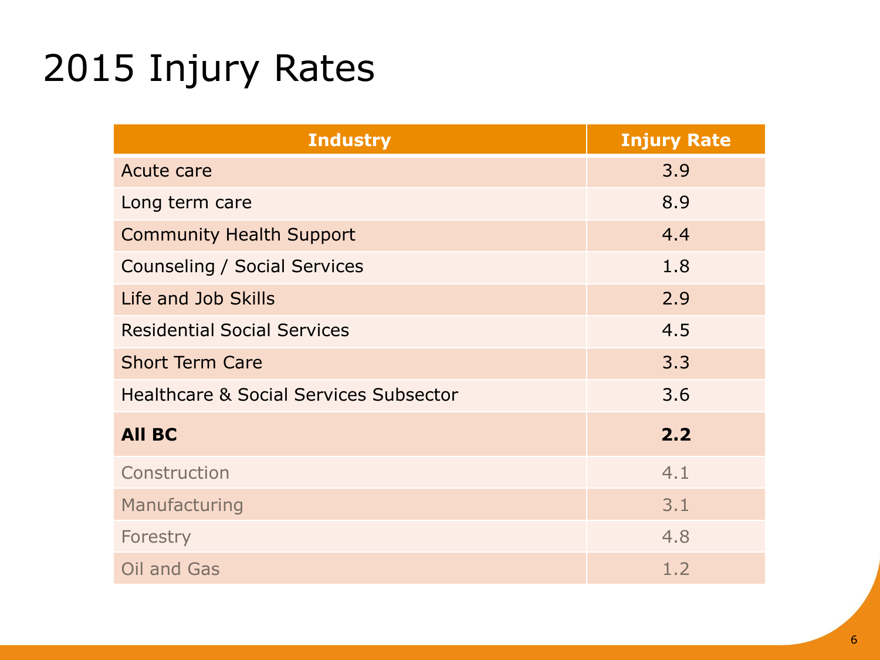# 2015 Injury Rates

| Industry | Injury Rate |
|---|---|
| Acute care | 3.9 |
| Long term care | 8.9 |
| Community Health Support | 4.4 |
| Counseling / Social Services | 1.8 |
| Life and Job Skills | 2.9 |
| Residential Social Services | 4.5 |
| Short Term Care | 3.3 |
| Healthcare & Social Services Subsector | 3.6 |
| **All BC** | **2.2** |
| Construction | 4.1 |
| Manufacturing | 3.1 |
| Forestry | 4.8 |
| Oil and Gas | 1.2 |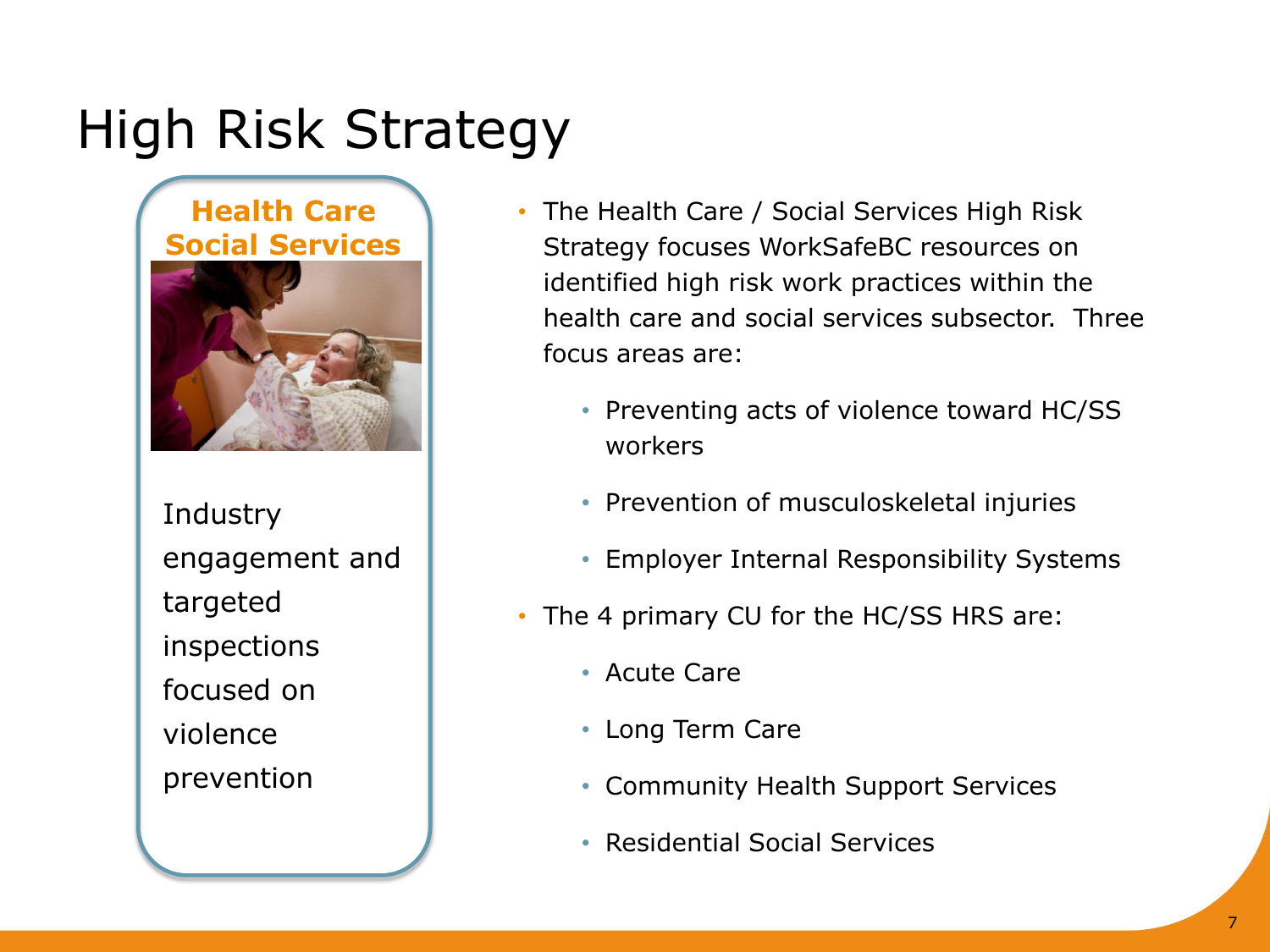# High Risk Strategy

**Health Care Social Services**

Industry engagement and targeted inspections focused on violence prevention

- The Health Care / Social Services High Risk Strategy focuses WorkSafeBC resources on identified high risk work practices within the health care and social services subsector. Three focus areas are:
  - Preventing acts of violence toward HC/SS workers
  - Prevention of musculoskeletal injuries
  - Employer Internal Responsibility Systems
- The 4 primary CU for the HC/SS HRS are:
  - Acute Care
  - Long Term Care
  - Community Health Support Services
  - Residential Social Services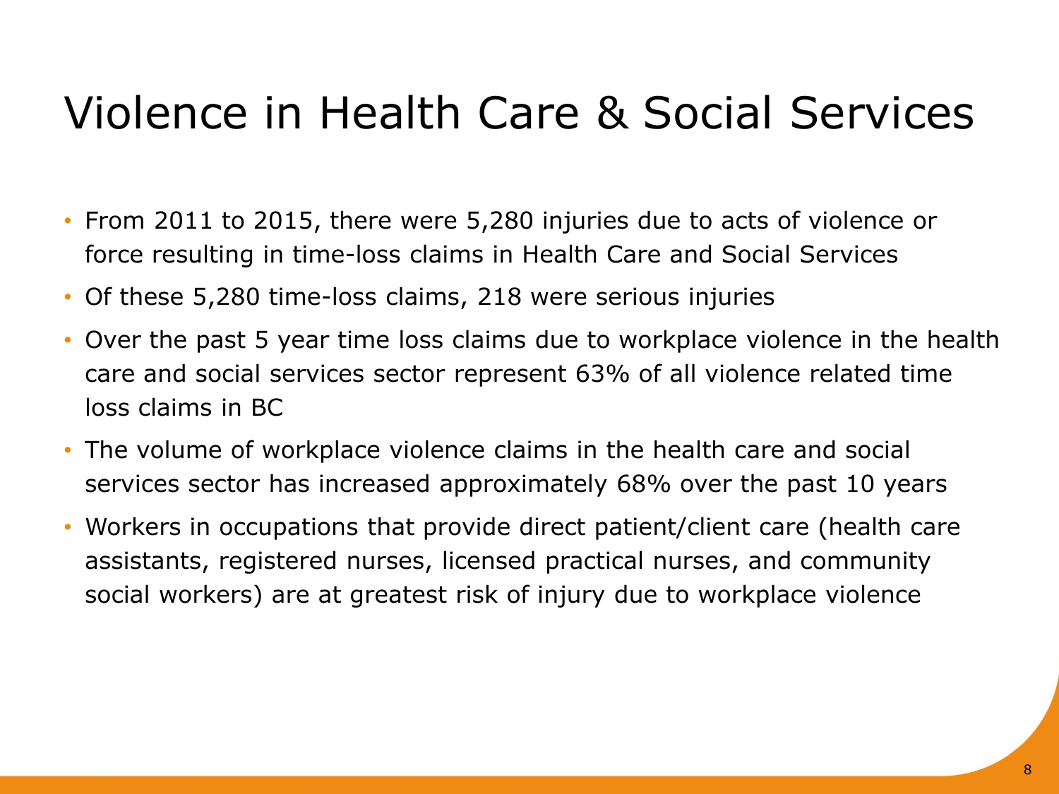# Violence in Health Care & Social Services

- From 2011 to 2015, there were 5,280 injuries due to acts of violence or force resulting in time-loss claims in Health Care and Social Services
- Of these 5,280 time-loss claims, 218 were serious injuries
- Over the past 5 year time loss claims due to workplace violence in the health care and social services sector represent 63% of all violence related time loss claims in BC
- The volume of workplace violence claims in the health care and social services sector has increased approximately 68% over the past 10 years
- Workers in occupations that provide direct patient/client care (health care assistants, registered nurses, licensed practical nurses, and community social workers) are at greatest risk of injury due to workplace violence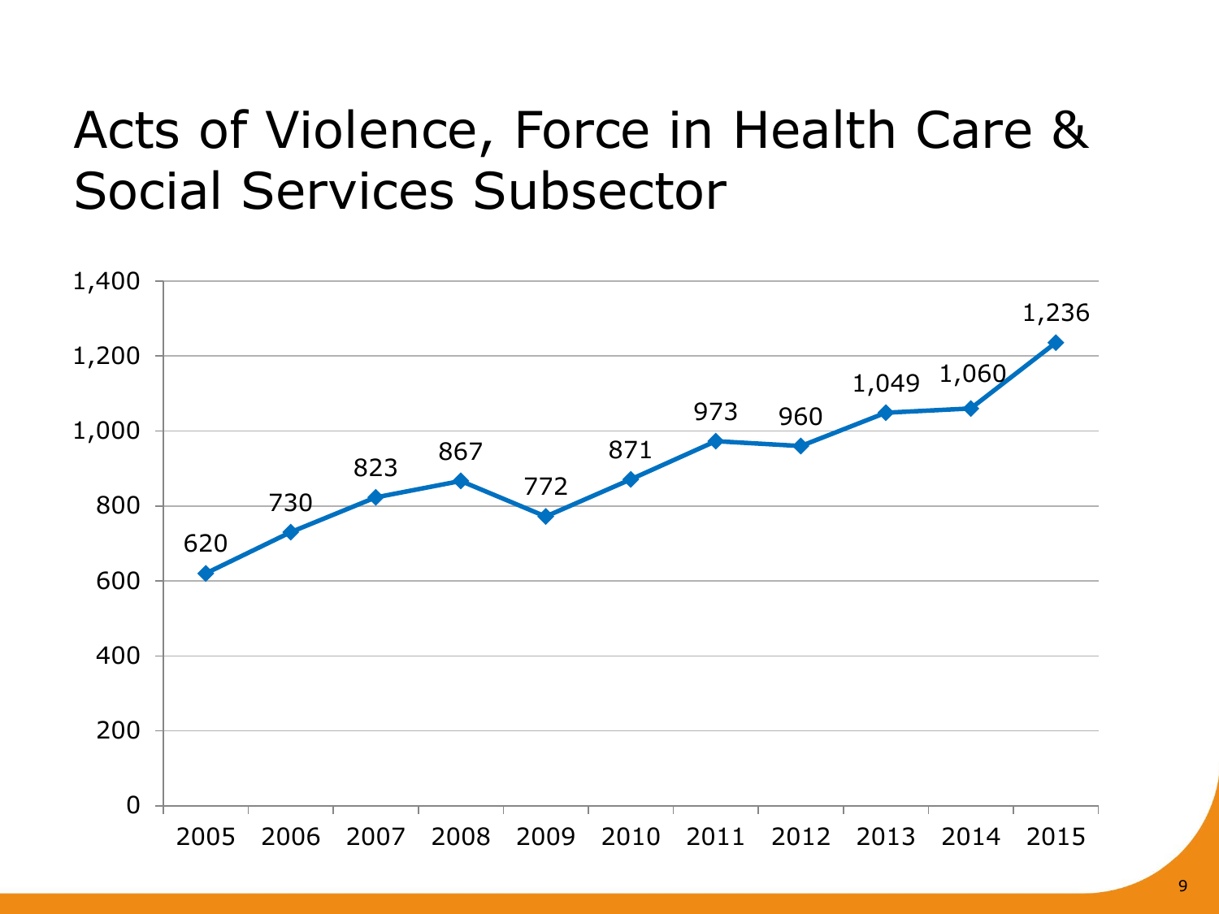# Acts of Violence, Force in Health Care & Social Services Subsector

| Year | Count |
|---|---|
| 2005 | 620 |
| 2006 | 730 |
| 2007 | 823 |
| 2008 | 867 |
| 2009 | 772 |
| 2010 | 871 |
| 2011 | 973 |
| 2012 | 960 |
| 2013 | 1,049 |
| 2014 | 1,060 |
| 2015 | 1,236 |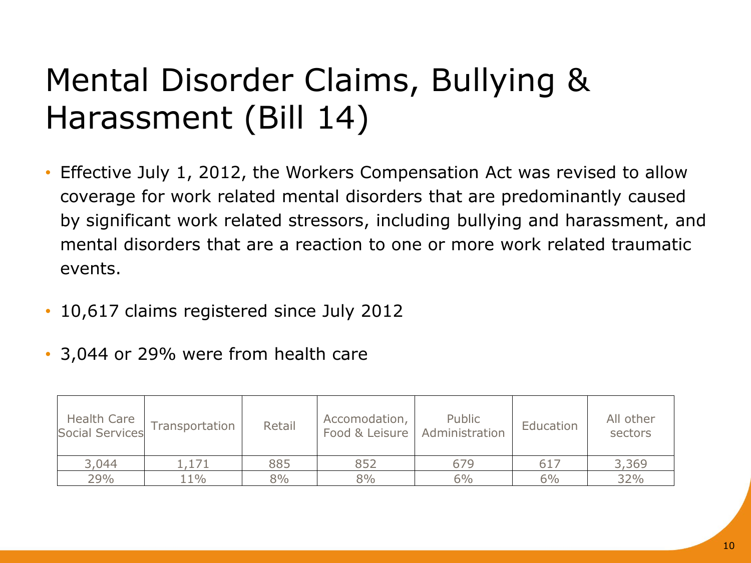# Mental Disorder Claims, Bullying & Harassment (Bill 14)

- Effective July 1, 2012, the Workers Compensation Act was revised to allow coverage for work related mental disorders that are predominantly caused by significant work related stressors, including bullying and harassment, and mental disorders that are a reaction to one or more work related traumatic events.
- 10,617 claims registered since July 2012
- 3,044 or 29% were from health care

| Health Care Social Services | Transportation | Retail | Accomodation, Food & Leisure | Public Administration | Education | All other sectors |
|---|---|---|---|---|---|---|
| 3,044 | 1,171 | 885 | 852 | 679 | 617 | 3,369 |
| 29% | 11% | 8% | 8% | 6% | 6% | 32% |